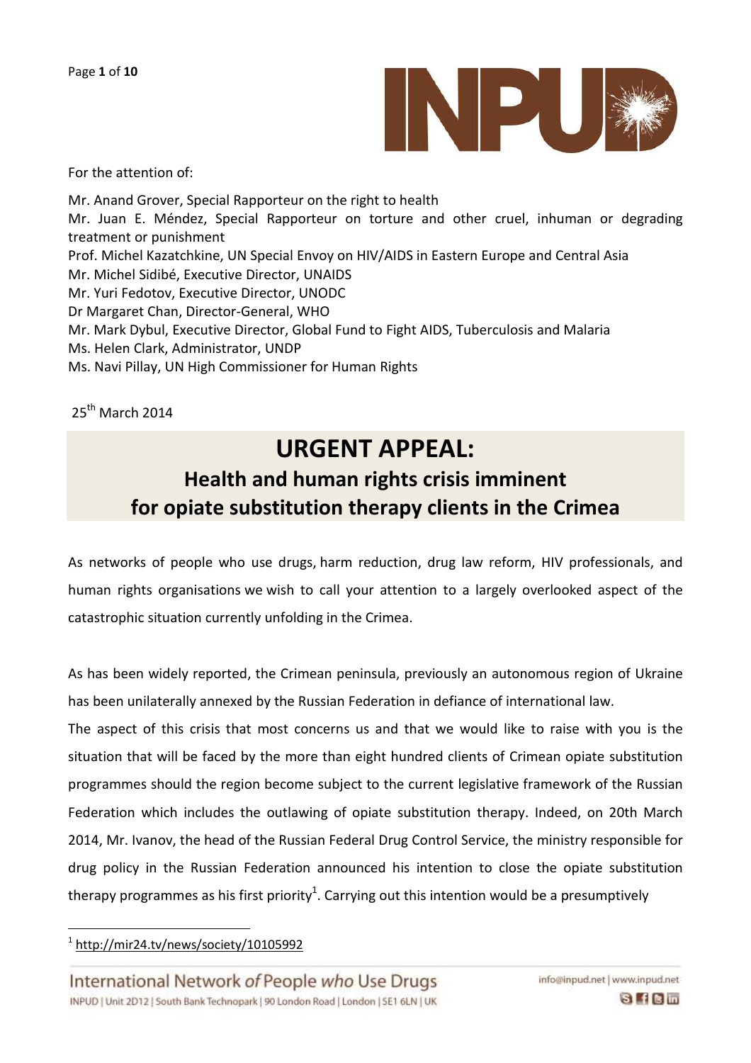For the attention of:

Mr. Anand Grover, Special Rapporteur on the right to health
Mr. Juan E. Méndez, Special Rapporteur on torture and other cruel, inhuman or degrading treatment or punishment
Prof. Michel Kazatchkine, UN Special Envoy on HIV/AIDS in Eastern Europe and Central Asia
Mr. Michel Sidibé, Executive Director, UNAIDS
Mr. Yuri Fedotov, Executive Director, UNODC
Dr Margaret Chan, Director-General, WHO
Mr. Mark Dybul, Executive Director, Global Fund to Fight AIDS, Tuberculosis and Malaria
Ms. Helen Clark, Administrator, UNDP
Ms. Navi Pillay, UN High Commissioner for Human Rights

25th March 2014

# URGENT APPEAL:

## Health and human rights crisis imminent for opiate substitution therapy clients in the Crimea

As networks of people who use drugs, harm reduction, drug law reform, HIV professionals, and human rights organisations we wish to call your attention to a largely overlooked aspect of the catastrophic situation currently unfolding in the Crimea.

As has been widely reported, the Crimean peninsula, previously an autonomous region of Ukraine has been unilaterally annexed by the Russian Federation in defiance of international law.

The aspect of this crisis that most concerns us and that we would like to raise with you is the situation that will be faced by the more than eight hundred clients of Crimean opiate substitution programmes should the region become subject to the current legislative framework of the Russian Federation which includes the outlawing of opiate substitution therapy. Indeed, on 20th March 2014, Mr. Ivanov, the head of the Russian Federal Drug Control Service, the ministry responsible for drug policy in the Russian Federation announced his intention to close the opiate substitution therapy programmes as his first priority[1]. Carrying out this intention would be a presumptively

[1] http://mir24.tv/news/society/10105992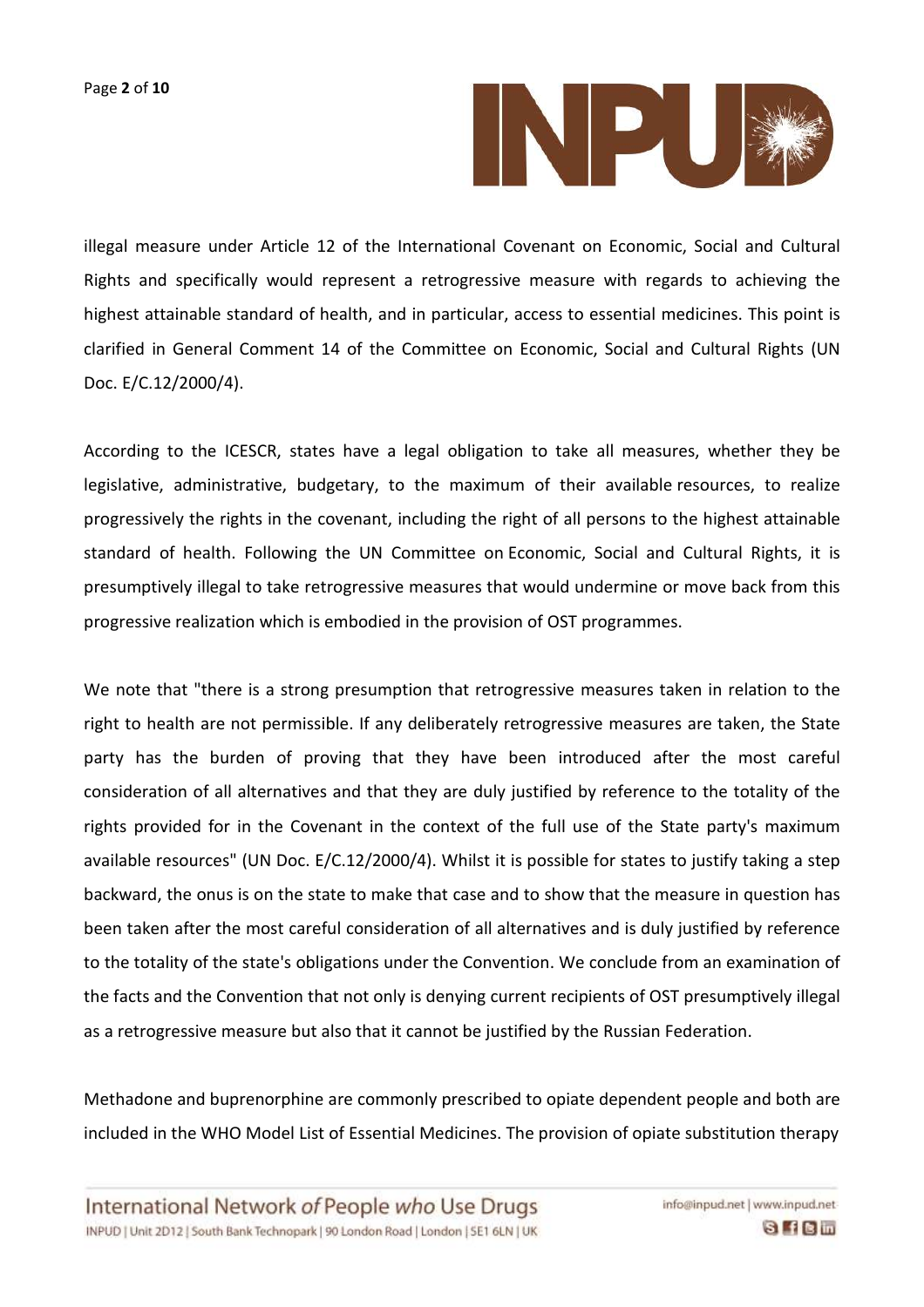illegal measure under Article 12 of the International Covenant on Economic, Social and Cultural Rights and specifically would represent a retrogressive measure with regards to achieving the highest attainable standard of health, and in particular, access to essential medicines. This point is clarified in General Comment 14 of the Committee on Economic, Social and Cultural Rights (UN Doc. E/C.12/2000/4).

According to the ICESCR, states have a legal obligation to take all measures, whether they be legislative, administrative, budgetary, to the maximum of their available resources, to realize progressively the rights in the covenant, including the right of all persons to the highest attainable standard of health. Following the UN Committee on Economic, Social and Cultural Rights, it is presumptively illegal to take retrogressive measures that would undermine or move back from this progressive realization which is embodied in the provision of OST programmes.

We note that "there is a strong presumption that retrogressive measures taken in relation to the right to health are not permissible. If any deliberately retrogressive measures are taken, the State party has the burden of proving that they have been introduced after the most careful consideration of all alternatives and that they are duly justified by reference to the totality of the rights provided for in the Covenant in the context of the full use of the State party's maximum available resources" (UN Doc. E/C.12/2000/4). Whilst it is possible for states to justify taking a step backward, the onus is on the state to make that case and to show that the measure in question has been taken after the most careful consideration of all alternatives and is duly justified by reference to the totality of the state's obligations under the Convention. We conclude from an examination of the facts and the Convention that not only is denying current recipients of OST presumptively illegal as a retrogressive measure but also that it cannot be justified by the Russian Federation.

Methadone and buprenorphine are commonly prescribed to opiate dependent people and both are included in the WHO Model List of Essential Medicines. The provision of opiate substitution therapy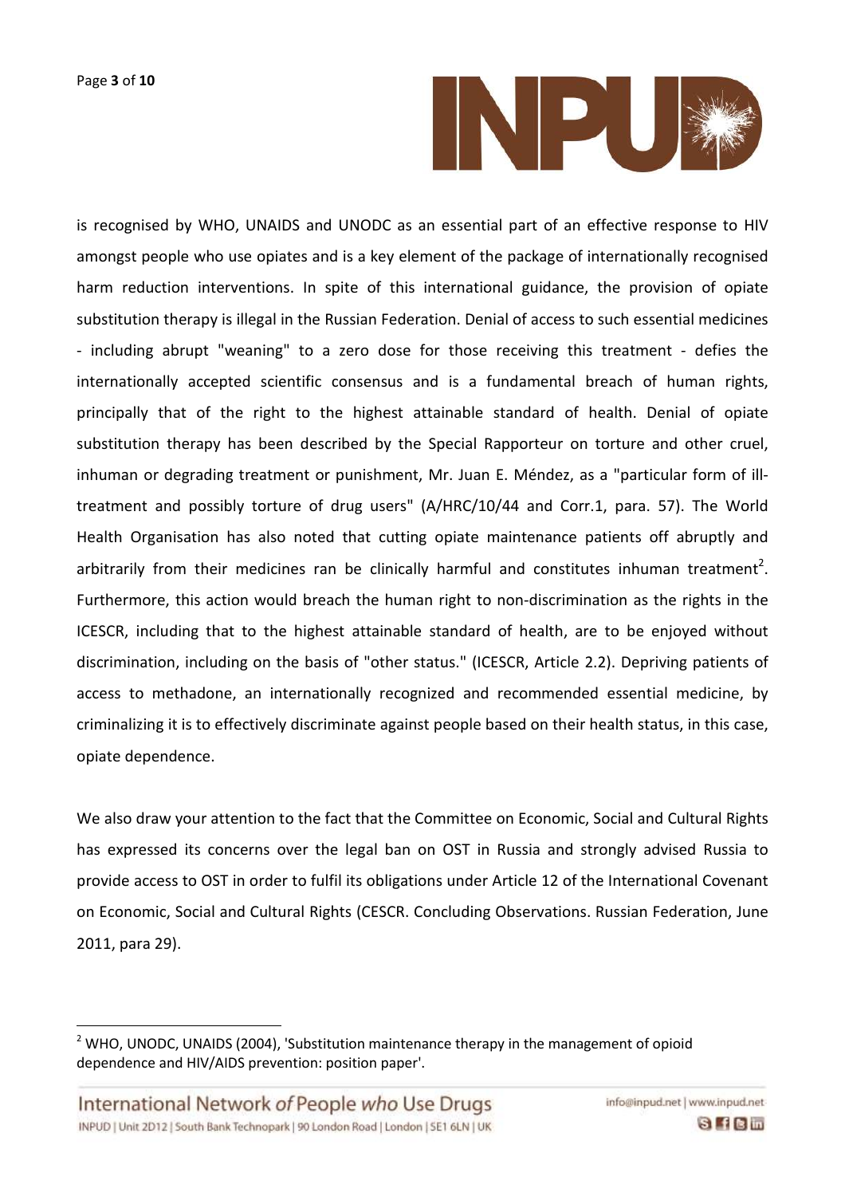is recognised by WHO, UNAIDS and UNODC as an essential part of an effective response to HIV amongst people who use opiates and is a key element of the package of internationally recognised harm reduction interventions. In spite of this international guidance, the provision of opiate substitution therapy is illegal in the Russian Federation. Denial of access to such essential medicines - including abrupt "weaning" to a zero dose for those receiving this treatment - defies the internationally accepted scientific consensus and is a fundamental breach of human rights, principally that of the right to the highest attainable standard of health. Denial of opiate substitution therapy has been described by the Special Rapporteur on torture and other cruel, inhuman or degrading treatment or punishment, Mr. Juan E. Méndez, as a "particular form of ill-treatment and possibly torture of drug users" (A/HRC/10/44 and Corr.1, para. 57). The World Health Organisation has also noted that cutting opiate maintenance patients off abruptly and arbitrarily from their medicines ran be clinically harmful and constitutes inhuman treatment[2]. Furthermore, this action would breach the human right to non-discrimination as the rights in the ICESCR, including that to the highest attainable standard of health, are to be enjoyed without discrimination, including on the basis of "other status." (ICESCR, Article 2.2). Depriving patients of access to methadone, an internationally recognized and recommended essential medicine, by criminalizing it is to effectively discriminate against people based on their health status, in this case, opiate dependence.

We also draw your attention to the fact that the Committee on Economic, Social and Cultural Rights has expressed its concerns over the legal ban on OST in Russia and strongly advised Russia to provide access to OST in order to fulfil its obligations under Article 12 of the International Covenant on Economic, Social and Cultural Rights (CESCR. Concluding Observations. Russian Federation, June 2011, para 29).

[2] WHO, UNODC, UNAIDS (2004), 'Substitution maintenance therapy in the management of opioid dependence and HIV/AIDS prevention: position paper'.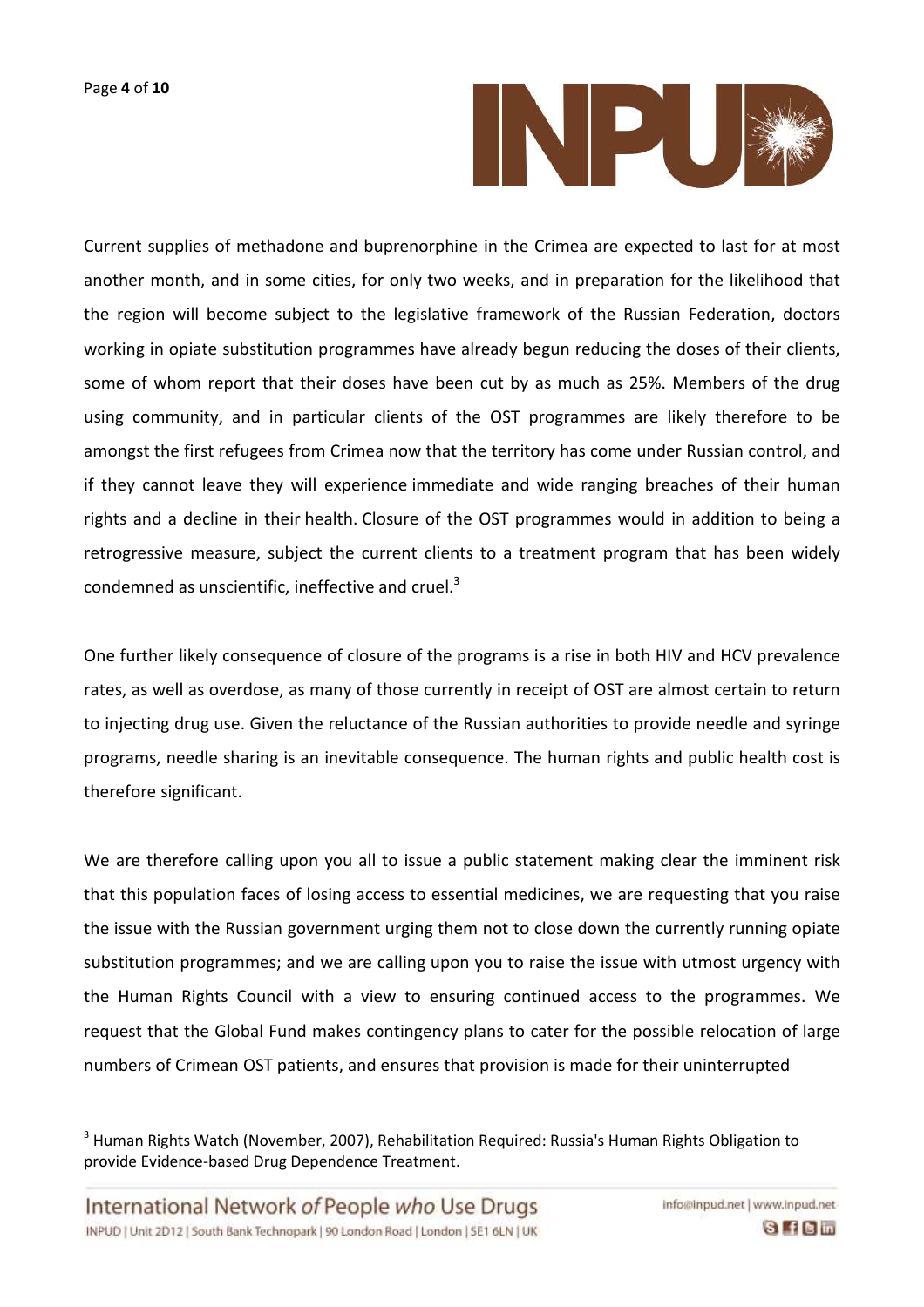Current supplies of methadone and buprenorphine in the Crimea are expected to last for at most another month, and in some cities, for only two weeks, and in preparation for the likelihood that the region will become subject to the legislative framework of the Russian Federation, doctors working in opiate substitution programmes have already begun reducing the doses of their clients, some of whom report that their doses have been cut by as much as 25%. Members of the drug using community, and in particular clients of the OST programmes are likely therefore to be amongst the first refugees from Crimea now that the territory has come under Russian control, and if they cannot leave they will experience immediate and wide ranging breaches of their human rights and a decline in their health. Closure of the OST programmes would in addition to being a retrogressive measure, subject the current clients to a treatment program that has been widely condemned as unscientific, ineffective and cruel.[3]

One further likely consequence of closure of the programs is a rise in both HIV and HCV prevalence rates, as well as overdose, as many of those currently in receipt of OST are almost certain to return to injecting drug use. Given the reluctance of the Russian authorities to provide needle and syringe programs, needle sharing is an inevitable consequence. The human rights and public health cost is therefore significant.

We are therefore calling upon you all to issue a public statement making clear the imminent risk that this population faces of losing access to essential medicines, we are requesting that you raise the issue with the Russian government urging them not to close down the currently running opiate substitution programmes; and we are calling upon you to raise the issue with utmost urgency with the Human Rights Council with a view to ensuring continued access to the programmes. We request that the Global Fund makes contingency plans to cater for the possible relocation of large numbers of Crimean OST patients, and ensures that provision is made for their uninterrupted

[3] Human Rights Watch (November, 2007), Rehabilitation Required: Russia's Human Rights Obligation to provide Evidence-based Drug Dependence Treatment.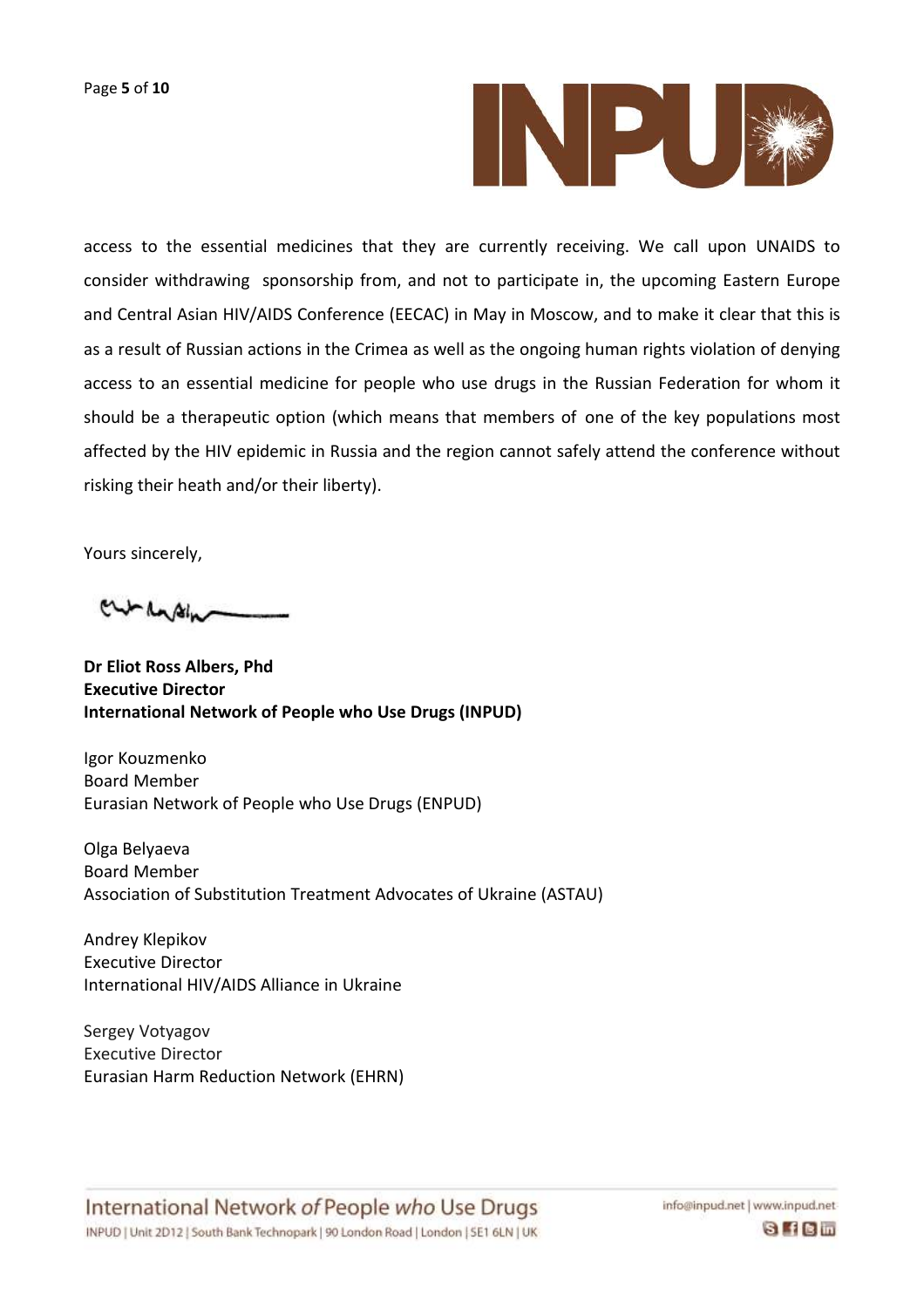access to the essential medicines that they are currently receiving. We call upon UNAIDS to consider withdrawing sponsorship from, and not to participate in, the upcoming Eastern Europe and Central Asian HIV/AIDS Conference (EECAC) in May in Moscow, and to make it clear that this is as a result of Russian actions in the Crimea as well as the ongoing human rights violation of denying access to an essential medicine for people who use drugs in the Russian Federation for whom it should be a therapeutic option (which means that members of one of the key populations most affected by the HIV epidemic in Russia and the region cannot safely attend the conference without risking their heath and/or their liberty).

Yours sincerely,

**Dr Eliot Ross Albers, Phd**
**Executive Director**
**International Network of People who Use Drugs (INPUD)**

Igor Kouzmenko
Board Member
Eurasian Network of People who Use Drugs (ENPUD)

Olga Belyaeva
Board Member
Association of Substitution Treatment Advocates of Ukraine (ASTAU)

Andrey Klepikov
Executive Director
International HIV/AIDS Alliance in Ukraine

Sergey Votyagov
Executive Director
Eurasian Harm Reduction Network (EHRN)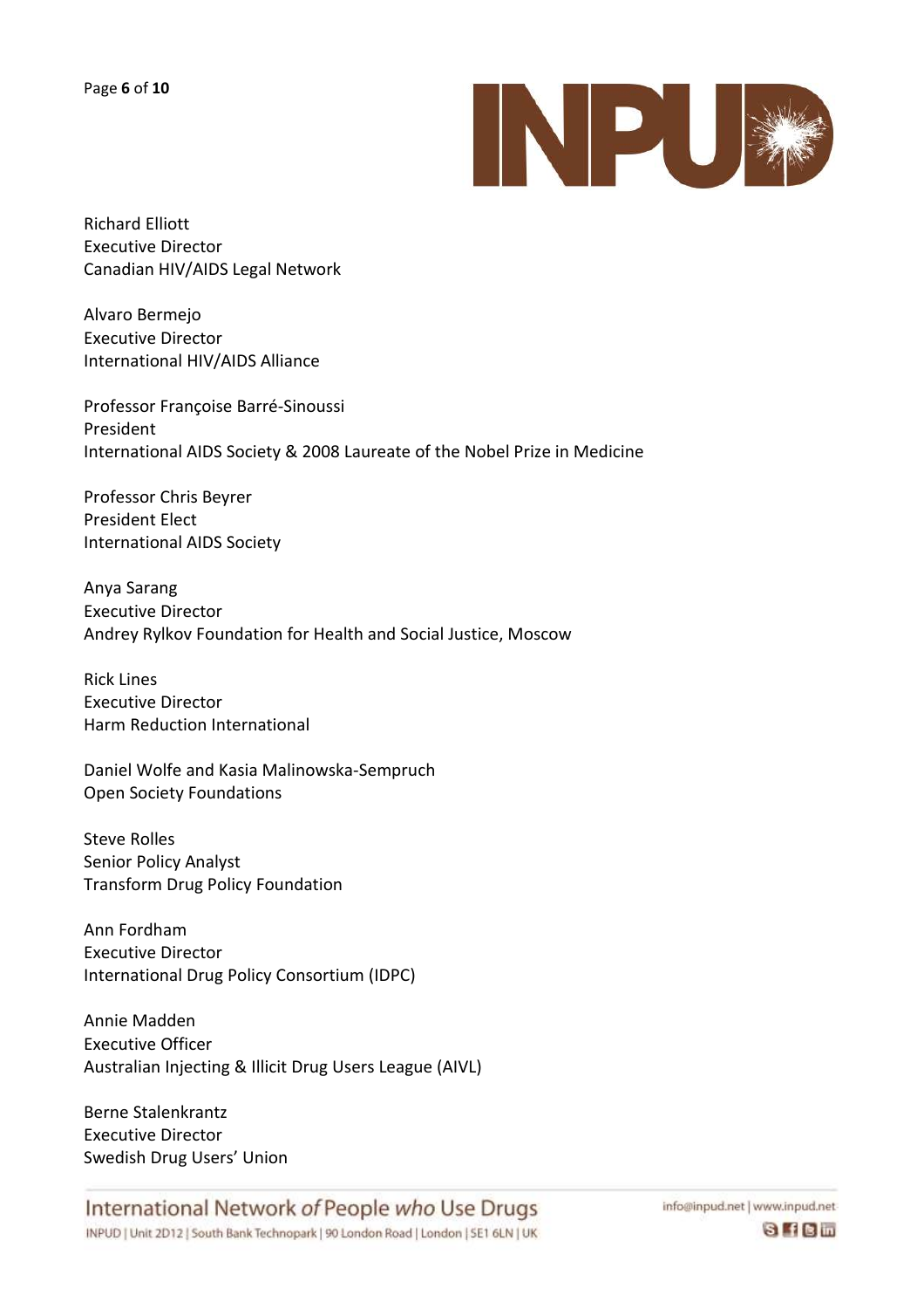Richard Elliott
Executive Director
Canadian HIV/AIDS Legal Network

Alvaro Bermejo
Executive Director
International HIV/AIDS Alliance

Professor Françoise Barré-Sinoussi
President
International AIDS Society & 2008 Laureate of the Nobel Prize in Medicine

Professor Chris Beyrer
President Elect
International AIDS Society

Anya Sarang
Executive Director
Andrey Rylkov Foundation for Health and Social Justice, Moscow

Rick Lines
Executive Director
Harm Reduction International

Daniel Wolfe and Kasia Malinowska-Sempruch
Open Society Foundations

Steve Rolles
Senior Policy Analyst
Transform Drug Policy Foundation

Ann Fordham
Executive Director
International Drug Policy Consortium (IDPC)

Annie Madden
Executive Officer
Australian Injecting & Illicit Drug Users League (AIVL)

Berne Stalenkrantz
Executive Director
Swedish Drug Users' Union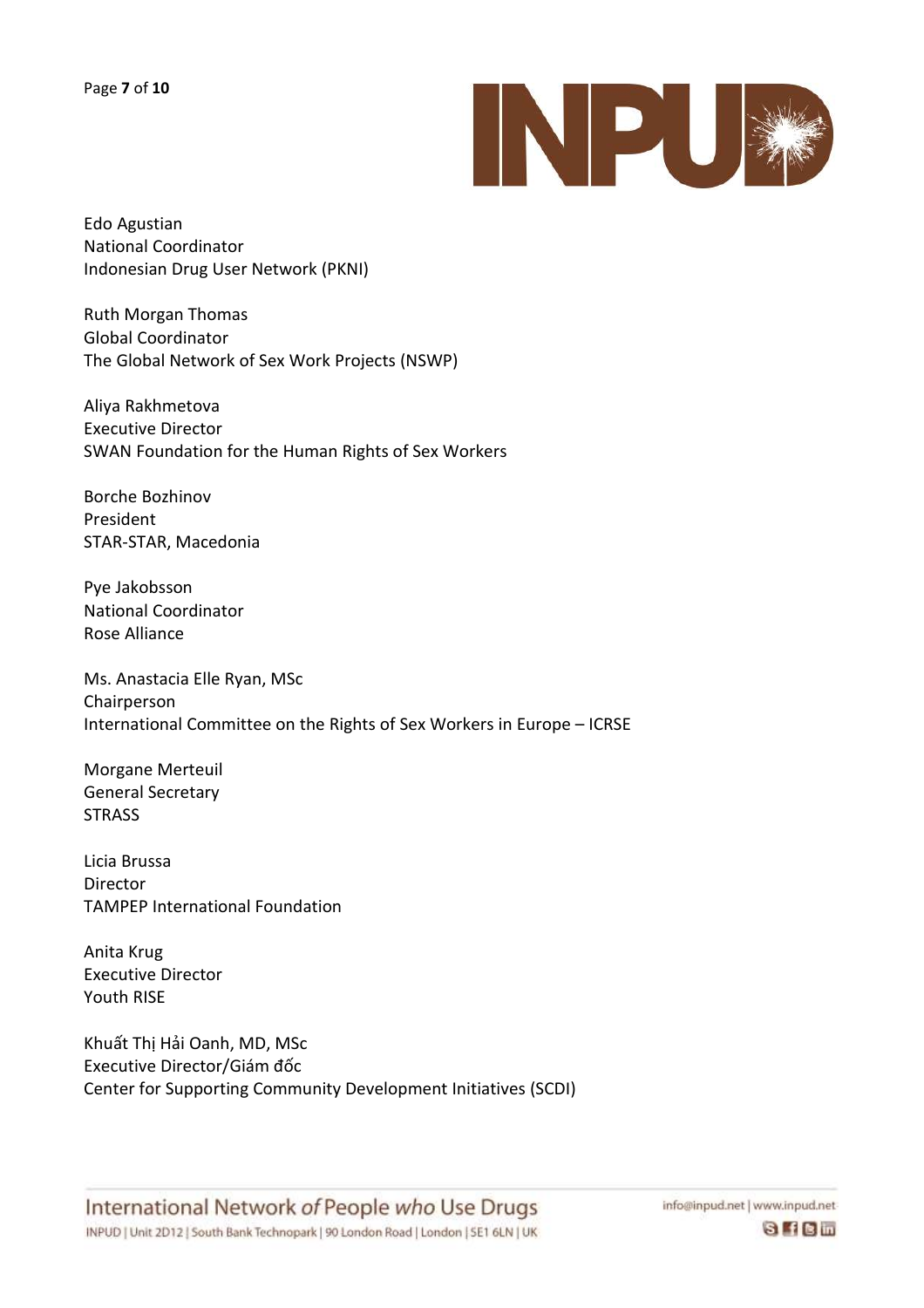Edo Agustian  
National Coordinator  
Indonesian Drug User Network (PKNI)

Ruth Morgan Thomas  
Global Coordinator  
The Global Network of Sex Work Projects (NSWP)

Aliya Rakhmetova  
Executive Director  
SWAN Foundation for the Human Rights of Sex Workers

Borche Bozhinov  
President  
STAR-STAR, Macedonia

Pye Jakobsson  
National Coordinator  
Rose Alliance

Ms. Anastacia Elle Ryan, MSc  
Chairperson  
International Committee on the Rights of Sex Workers in Europe – ICRSE

Morgane Merteuil  
General Secretary  
STRASS

Licia Brussa  
Director  
TAMPEP International Foundation

Anita Krug  
Executive Director  
Youth RISE

Khuất Thị Hải Oanh, MD, MSc  
Executive Director/Giám đốc  
Center for Supporting Community Development Initiatives (SCDI)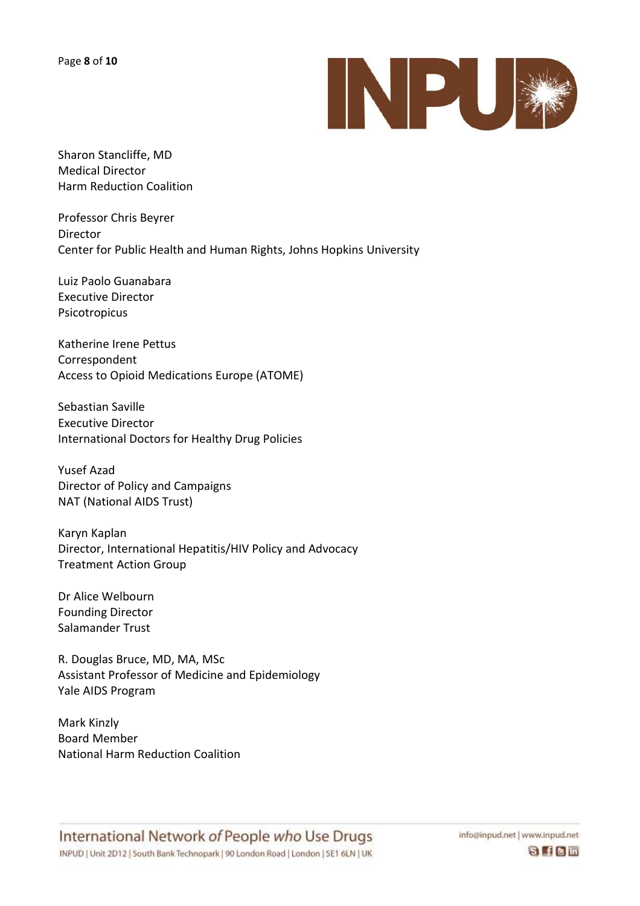Sharon Stancliffe, MD
Medical Director
Harm Reduction Coalition

Professor Chris Beyrer
Director
Center for Public Health and Human Rights, Johns Hopkins University

Luiz Paolo Guanabara
Executive Director
Psicotropicus

Katherine Irene Pettus
Correspondent
Access to Opioid Medications Europe (ATOME)

Sebastian Saville
Executive Director
International Doctors for Healthy Drug Policies

Yusef Azad
Director of Policy and Campaigns
NAT (National AIDS Trust)

Karyn Kaplan
Director, International Hepatitis/HIV Policy and Advocacy
Treatment Action Group

Dr Alice Welbourn
Founding Director
Salamander Trust

R. Douglas Bruce, MD, MA, MSc
Assistant Professor of Medicine and Epidemiology
Yale AIDS Program

Mark Kinzly
Board Member
National Harm Reduction Coalition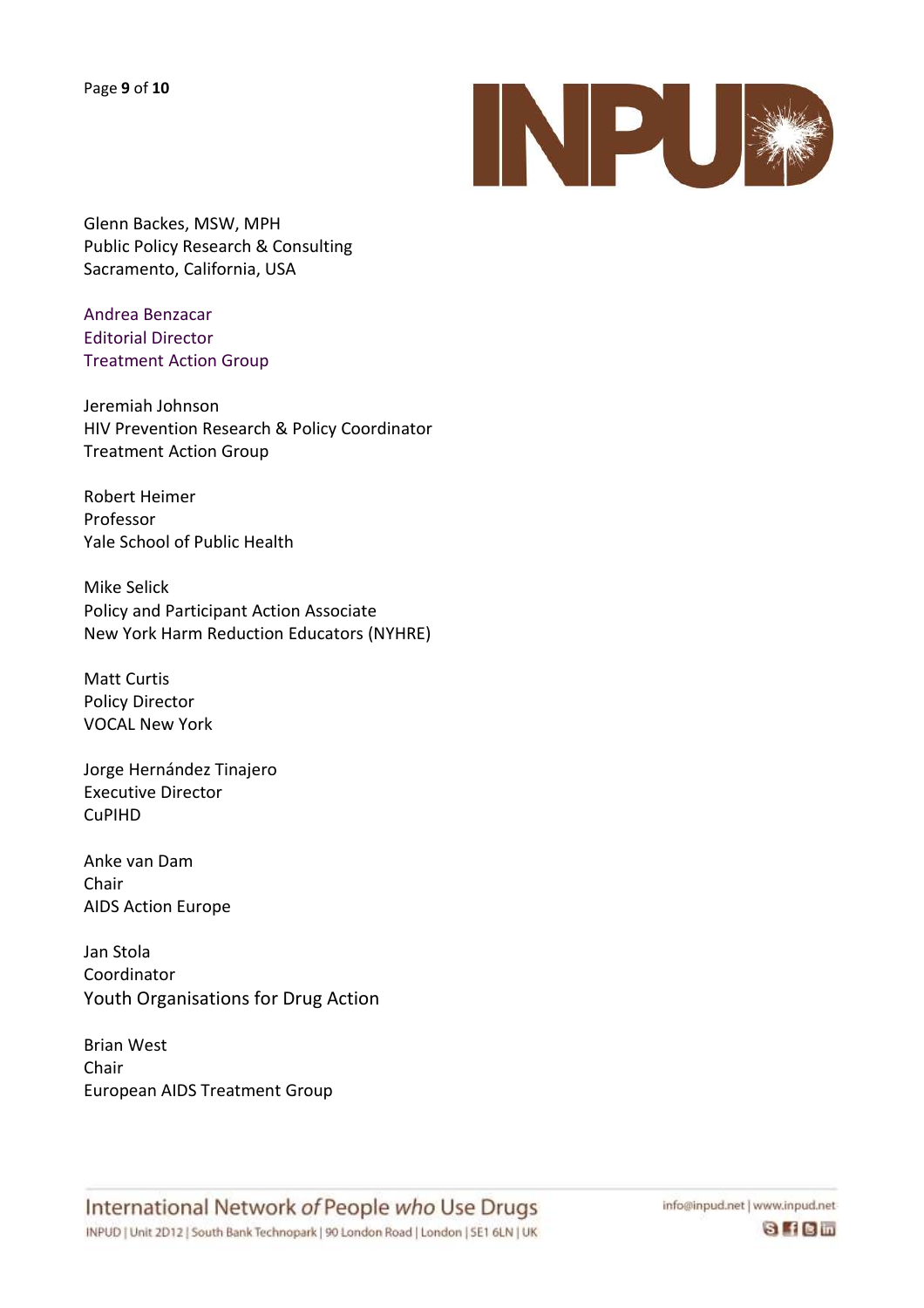Glenn Backes, MSW, MPH
Public Policy Research & Consulting
Sacramento, California, USA

Andrea Benzacar
Editorial Director
Treatment Action Group

Jeremiah Johnson
HIV Prevention Research & Policy Coordinator
Treatment Action Group

Robert Heimer
Professor
Yale School of Public Health

Mike Selick
Policy and Participant Action Associate
New York Harm Reduction Educators (NYHRE)

Matt Curtis
Policy Director
VOCAL New York

Jorge Hernández Tinajero
Executive Director
CuPIHD

Anke van Dam
Chair
AIDS Action Europe

Jan Stola
Coordinator
Youth Organisations for Drug Action

Brian West
Chair
European AIDS Treatment Group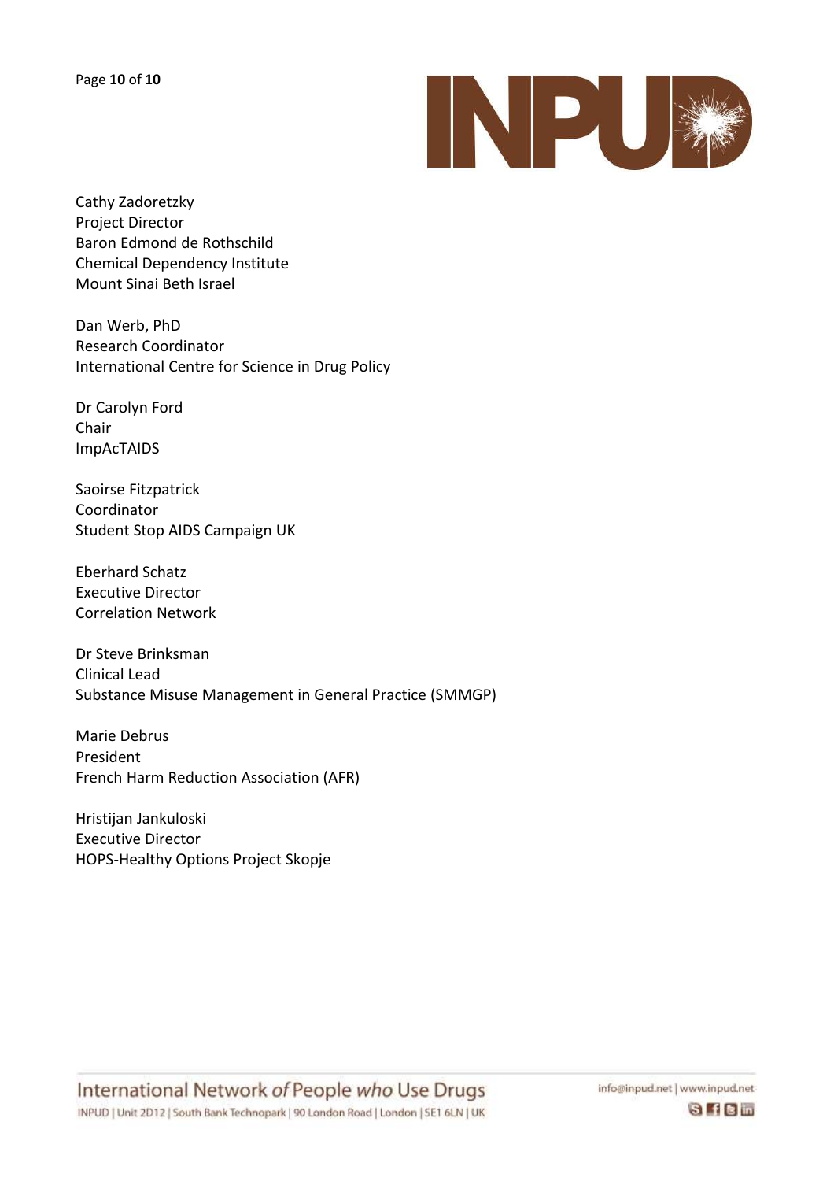Cathy Zadoretzky  
Project Director  
Baron Edmond de Rothschild  
Chemical Dependency Institute  
Mount Sinai Beth Israel

Dan Werb, PhD  
Research Coordinator  
International Centre for Science in Drug Policy

Dr Carolyn Ford  
Chair  
ImpAcTAIDS

Saoirse Fitzpatrick  
Coordinator  
Student Stop AIDS Campaign UK

Eberhard Schatz  
Executive Director  
Correlation Network

Dr Steve Brinksman  
Clinical Lead  
Substance Misuse Management in General Practice (SMMGP)

Marie Debrus  
President  
French Harm Reduction Association (AFR)

Hristijan Jankuloski  
Executive Director  
HOPS-Healthy Options Project Skopje